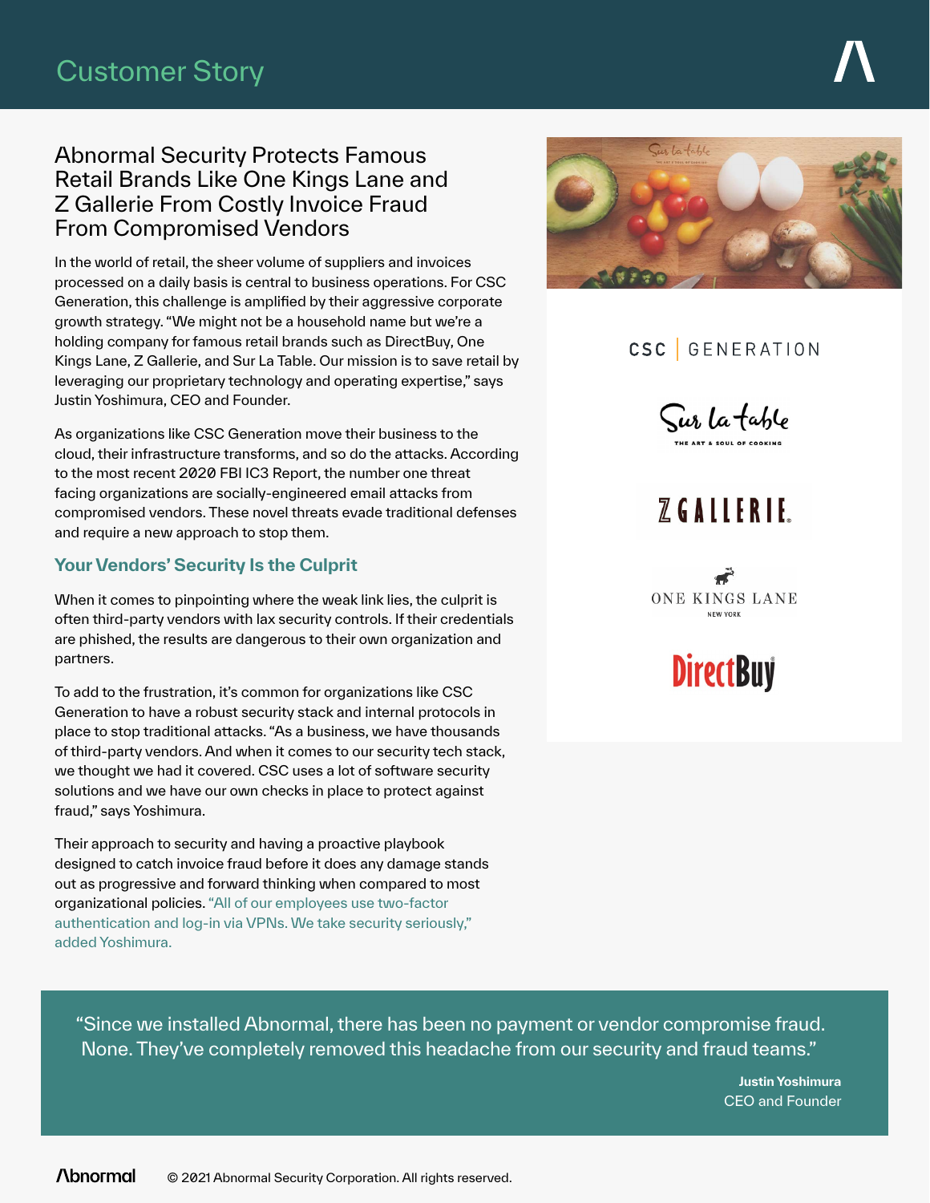# Customer Story

## Abnormal Security Protects Famous Retail Brands Like One Kings Lane and Z Gallerie From Costly Invoice Fraud From Compromised Vendors

In the world of retail, the sheer volume of suppliers and invoices processed on a daily basis is central to business operations. For CSC Generation, this challenge is amplified by their aggressive corporate growth strategy. "We might not be a household name but we're a holding company for famous retail brands such as DirectBuy, One Kings Lane, Z Gallerie, and Sur La Table. Our mission is to save retail by leveraging our proprietary technology and operating expertise," says Justin Yoshimura, CEO and Founder.

As organizations like CSC Generation move their business to the cloud, their infrastructure transforms, and so do the attacks. According to the most recent 2020 FBI IC3 Report, the number one threat facing organizations are socially-engineered email attacks from compromised vendors. These novel threats evade traditional defenses and require a new approach to stop them.

### Your Vendors' Security Is the Culprit

When it comes to pinpointing where the weak link lies, the culprit is often third-party vendors with lax security controls. If their credentials are phished, the results are dangerous to their own organization and partners.

To add to the frustration, it's common for organizations like CSC Generation to have a robust security stack and internal protocols in place to stop traditional attacks. "As a business, we have thousands of third-party vendors. And when it comes to our security tech stack, we thought we had it covered. CSC uses a lot of software security solutions and we have our own checks in place to protect against fraud," says Yoshimura.

Their approach to security and having a proactive playbook designed to catch invoice fraud before it does any damage stands out as progressive and forward thinking when compared to most organizational policies. "All of our employees use two-factor authentication and log-in via VPNs. We take security seriously," added Yoshimura.

> "Since we installed Abnormal, there has been no payment or vendor compromise fraud. None. They've completely removed this headache from our security and fraud teams."
>
> **Justin Yoshimura**
> CEO and Founder

© 2021 Abnormal Security Corporation. All rights reserved.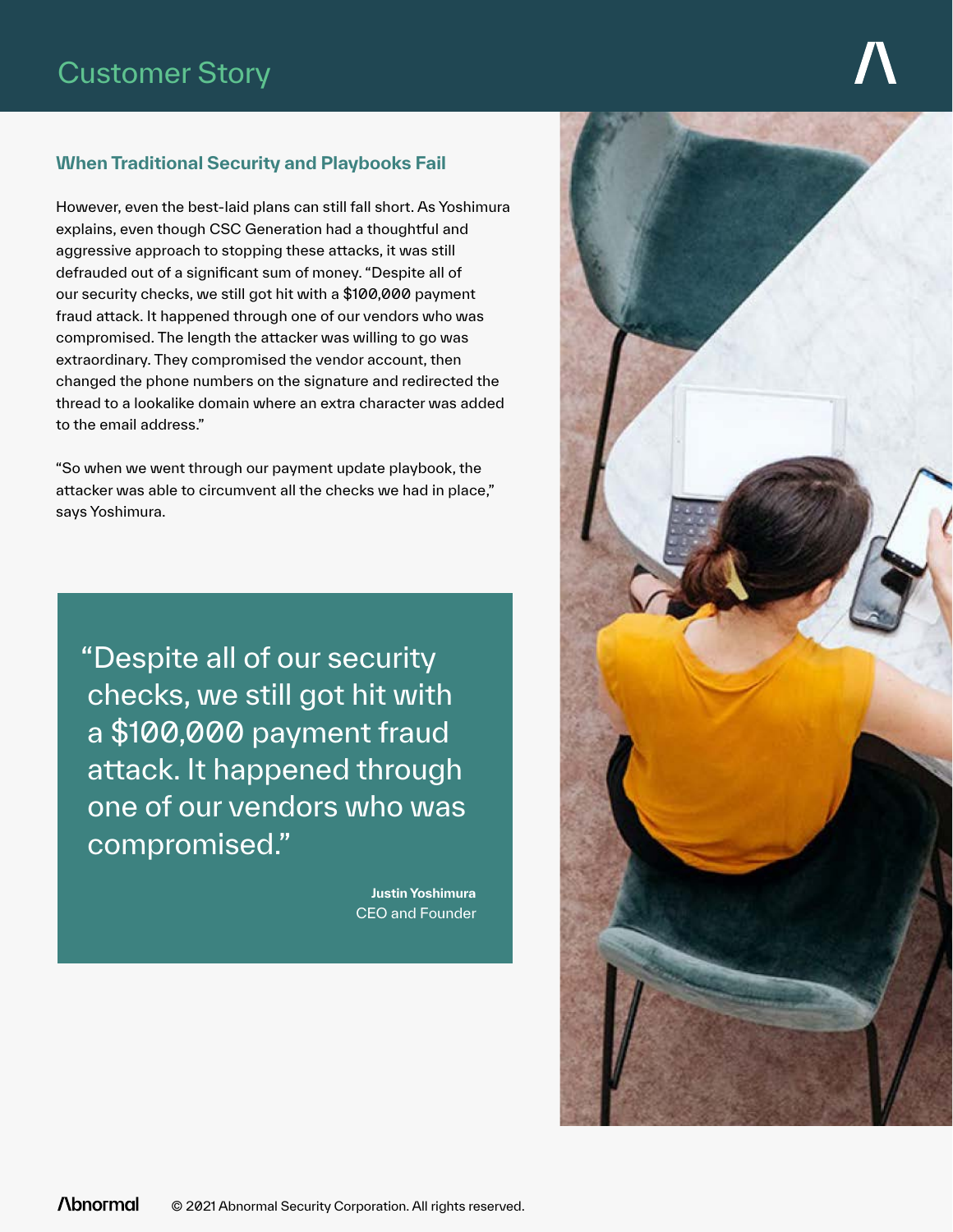## When Traditional Security and Playbooks Fail

However, even the best-laid plans can still fall short. As Yoshimura explains, even though CSC Generation had a thoughtful and aggressive approach to stopping these attacks, it was still defrauded out of a significant sum of money. “Despite all of our security checks, we still got hit with a $100,000 payment fraud attack. It happened through one of our vendors who was compromised. The length the attacker was willing to go was extraordinary. They compromised the vendor account, then changed the phone numbers on the signature and redirected the thread to a lookalike domain where an extra character was added to the email address.”

“So when we went through our payment update playbook, the attacker was able to circumvent all the checks we had in place,” says Yoshimura.

> “Despite all of our security checks, we still got hit with a $100,000 payment fraud attack. It happened through one of our vendors who was compromised.”
>
> **Justin Yoshimura**
> CEO and Founder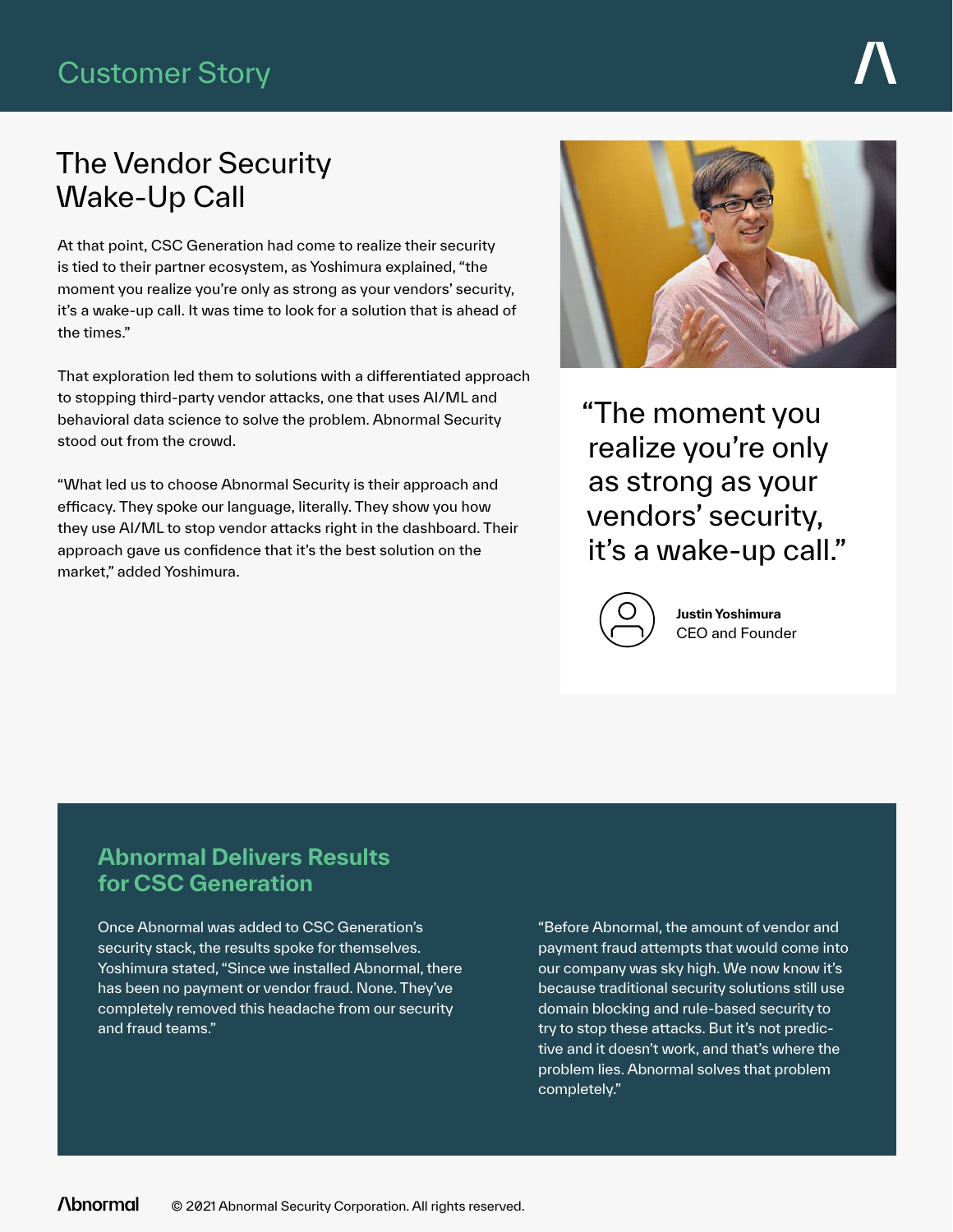# The Vendor Security Wake-Up Call

At that point, CSC Generation had come to realize their security is tied to their partner ecosystem, as Yoshimura explained, "the moment you realize you're only as strong as your vendors' security, it's a wake-up call. It was time to look for a solution that is ahead of the times."

That exploration led them to solutions with a differentiated approach to stopping third-party vendor attacks, one that uses AI/ML and behavioral data science to solve the problem. Abnormal Security stood out from the crowd.

"What led us to choose Abnormal Security is their approach and efficacy. They spoke our language, literally. They show you how they use AI/ML to stop vendor attacks right in the dashboard. Their approach gave us confidence that it's the best solution on the market," added Yoshimura.

> "The moment you realize you're only as strong as your vendors' security, it's a wake-up call."
>
> **Justin Yoshimura**
> CEO and Founder

## Abnormal Delivers Results for CSC Generation

Once Abnormal was added to CSC Generation's security stack, the results spoke for themselves. Yoshimura stated, "Since we installed Abnormal, there has been no payment or vendor fraud. None. They've completely removed this headache from our security and fraud teams."

"Before Abnormal, the amount of vendor and payment fraud attempts that would come into our company was sky high. We now know it's because traditional security solutions still use domain blocking and rule-based security to try to stop these attacks. But it's not predictive and it doesn't work, and that's where the problem lies. Abnormal solves that problem completely."

© 2021 Abnormal Security Corporation. All rights reserved.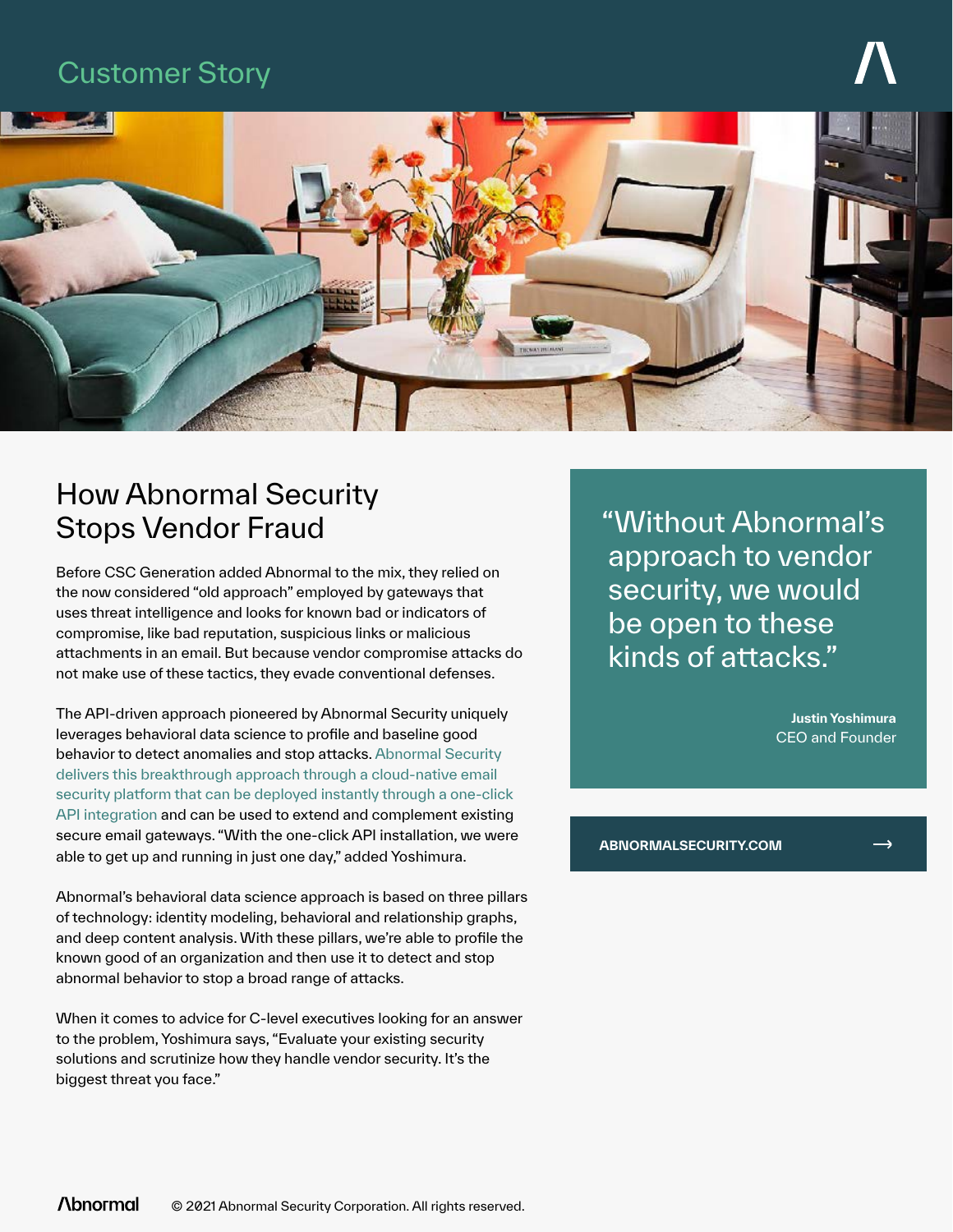# Customer Story

## How Abnormal Security Stops Vendor Fraud

Before CSC Generation added Abnormal to the mix, they relied on the now considered "old approach" employed by gateways that uses threat intelligence and looks for known bad or indicators of compromise, like bad reputation, suspicious links or malicious attachments in an email. But because vendor compromise attacks do not make use of these tactics, they evade conventional defenses.

The API-driven approach pioneered by Abnormal Security uniquely leverages behavioral data science to profile and baseline good behavior to detect anomalies and stop attacks. Abnormal Security delivers this breakthrough approach through a cloud-native email security platform that can be deployed instantly through a one-click API integration and can be used to extend and complement existing secure email gateways. "With the one-click API installation, we were able to get up and running in just one day," added Yoshimura.

Abnormal's behavioral data science approach is based on three pillars of technology: identity modeling, behavioral and relationship graphs, and deep content analysis. With these pillars, we're able to profile the known good of an organization and then use it to detect and stop abnormal behavior to stop a broad range of attacks.

When it comes to advice for C-level executives looking for an answer to the problem, Yoshimura says, "Evaluate your existing security solutions and scrutinize how they handle vendor security. It's the biggest threat you face."

> "Without Abnormal's approach to vendor security, we would be open to these kinds of attacks."
>
> **Justin Yoshimura**
> CEO and Founder

**ABNORMALSECURITY.COM** →

© 2021 Abnormal Security Corporation. All rights reserved.